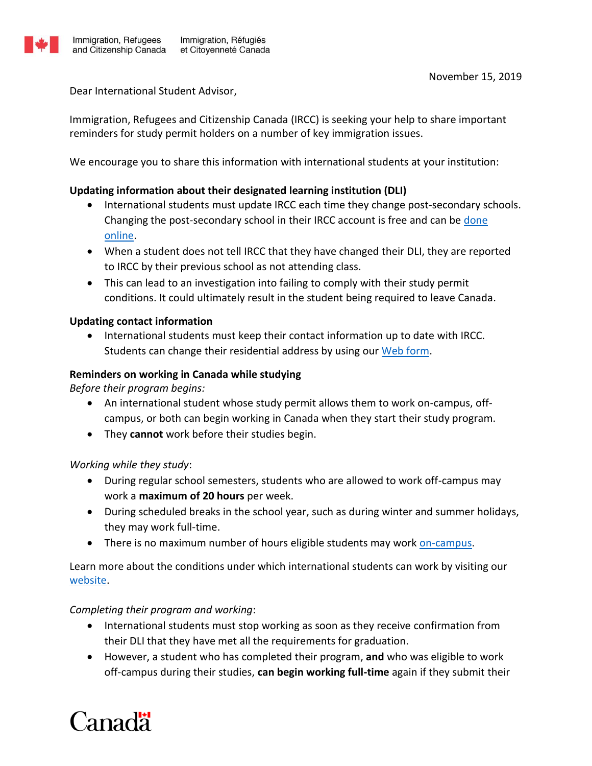Immigration, Refugees and Citizenship Canada | Immigration, Réfugiés et Citoyenneté Canada

November 15, 2019

Dear International Student Advisor,

Immigration, Refugees and Citizenship Canada (IRCC) is seeking your help to share important reminders for study permit holders on a number of key immigration issues.

We encourage you to share this information with international students at your institution:

**Updating information about their designated learning institution (DLI)**

- International students must update IRCC each time they change post-secondary schools. Changing the post-secondary school in their IRCC account is free and can be done online.
- When a student does not tell IRCC that they have changed their DLI, they are reported to IRCC by their previous school as not attending class.
- This can lead to an investigation into failing to comply with their study permit conditions. It could ultimately result in the student being required to leave Canada.

**Updating contact information**

- International students must keep their contact information up to date with IRCC. Students can change their residential address by using our Web form.

**Reminders on working in Canada while studying**

*Before their program begins:*

- An international student whose study permit allows them to work on-campus, off-campus, or both can begin working in Canada when they start their study program.
- They **cannot** work before their studies begin.

*Working while they study*:

- During regular school semesters, students who are allowed to work off-campus may work a **maximum of 20 hours** per week.
- During scheduled breaks in the school year, such as during winter and summer holidays, they may work full-time.
- There is no maximum number of hours eligible students may work on-campus.

Learn more about the conditions under which international students can work by visiting our website.

*Completing their program and working*:

- International students must stop working as soon as they receive confirmation from their DLI that they have met all the requirements for graduation.
- However, a student who has completed their program, **and** who was eligible to work off-campus during their studies, **can begin working full-time** again if they submit their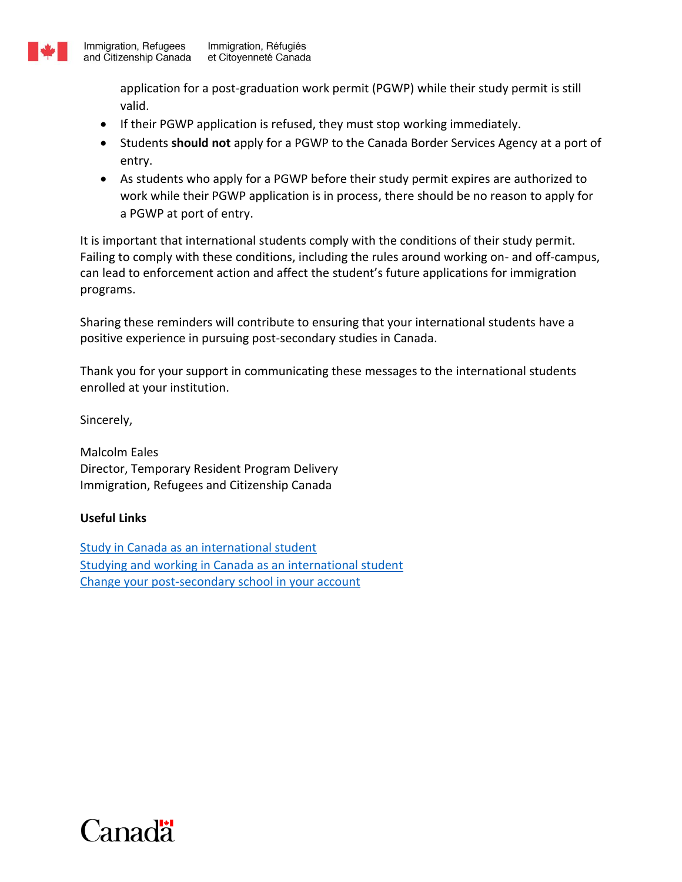application for a post-graduation work permit (PGWP) while their study permit is still valid.

- If their PGWP application is refused, they must stop working immediately.
- Students **should not** apply for a PGWP to the Canada Border Services Agency at a port of entry.
- As students who apply for a PGWP before their study permit expires are authorized to work while their PGWP application is in process, there should be no reason to apply for a PGWP at port of entry.

It is important that international students comply with the conditions of their study permit. Failing to comply with these conditions, including the rules around working on- and off-campus, can lead to enforcement action and affect the student's future applications for immigration programs.

Sharing these reminders will contribute to ensuring that your international students have a positive experience in pursuing post-secondary studies in Canada.

Thank you for your support in communicating these messages to the international students enrolled at your institution.

Sincerely,

Malcolm Eales
Director, Temporary Resident Program Delivery
Immigration, Refugees and Citizenship Canada

**Useful Links**

Study in Canada as an international student
Studying and working in Canada as an international student
Change your post-secondary school in your account